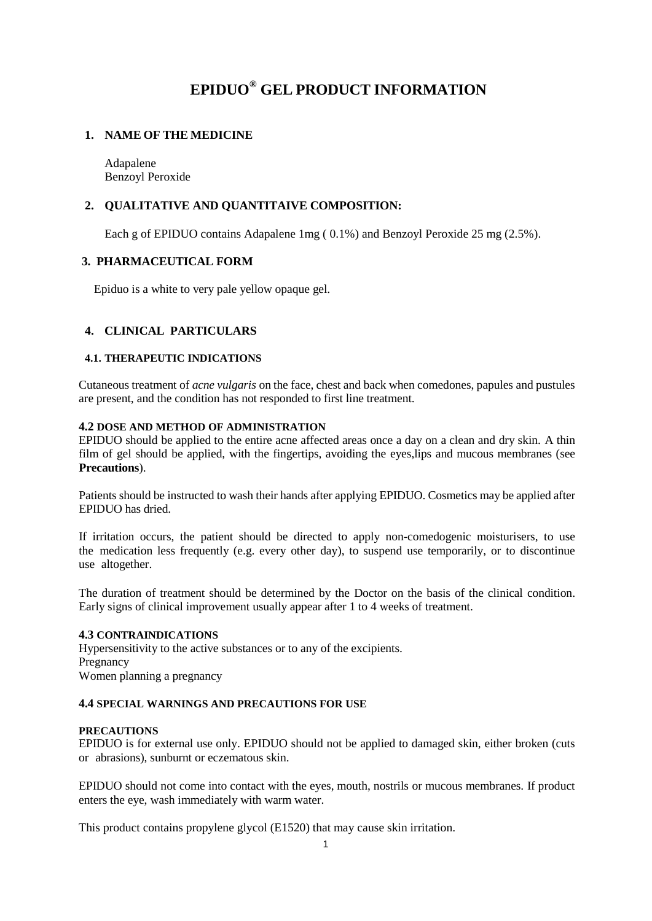# EPIDUO® GEL PRODUCT INFORMATION

## 1. NAME OF THE MEDICINE

Adapalene
Benzoyl Peroxide

## 2. QUALITATIVE AND QUANTITAIVE COMPOSITION:

Each g of EPIDUO contains Adapalene 1mg ( 0.1%) and Benzoyl Peroxide 25 mg (2.5%).

## 3. PHARMACEUTICAL FORM

Epiduo is a white to very pale yellow opaque gel.

## 4. CLINICAL PARTICULARS

### 4.1. THERAPEUTIC INDICATIONS

Cutaneous treatment of *acne vulgaris* on the face, chest and back when comedones, papules and pustules are present, and the condition has not responded to first line treatment.

### 4.2 DOSE AND METHOD OF ADMINISTRATION

EPIDUO should be applied to the entire acne affected areas once a day on a clean and dry skin. A thin film of gel should be applied, with the fingertips, avoiding the eyes,lips and mucous membranes (see **Precautions**).

Patients should be instructed to wash their hands after applying EPIDUO. Cosmetics may be applied after EPIDUO has dried.

If irritation occurs, the patient should be directed to apply non-comedogenic moisturisers, to use the medication less frequently (e.g. every other day), to suspend use temporarily, or to discontinue use altogether.

The duration of treatment should be determined by the Doctor on the basis of the clinical condition. Early signs of clinical improvement usually appear after 1 to 4 weeks of treatment.

### 4.3 CONTRAINDICATIONS

Hypersensitivity to the active substances or to any of the excipients.
Pregnancy
Women planning a pregnancy

### 4.4 SPECIAL WARNINGS AND PRECAUTIONS FOR USE

**PRECAUTIONS**

EPIDUO is for external use only. EPIDUO should not be applied to damaged skin, either broken (cuts or abrasions), sunburnt or eczematous skin.

EPIDUO should not come into contact with the eyes, mouth, nostrils or mucous membranes. If product enters the eye, wash immediately with warm water.

This product contains propylene glycol (E1520) that may cause skin irritation.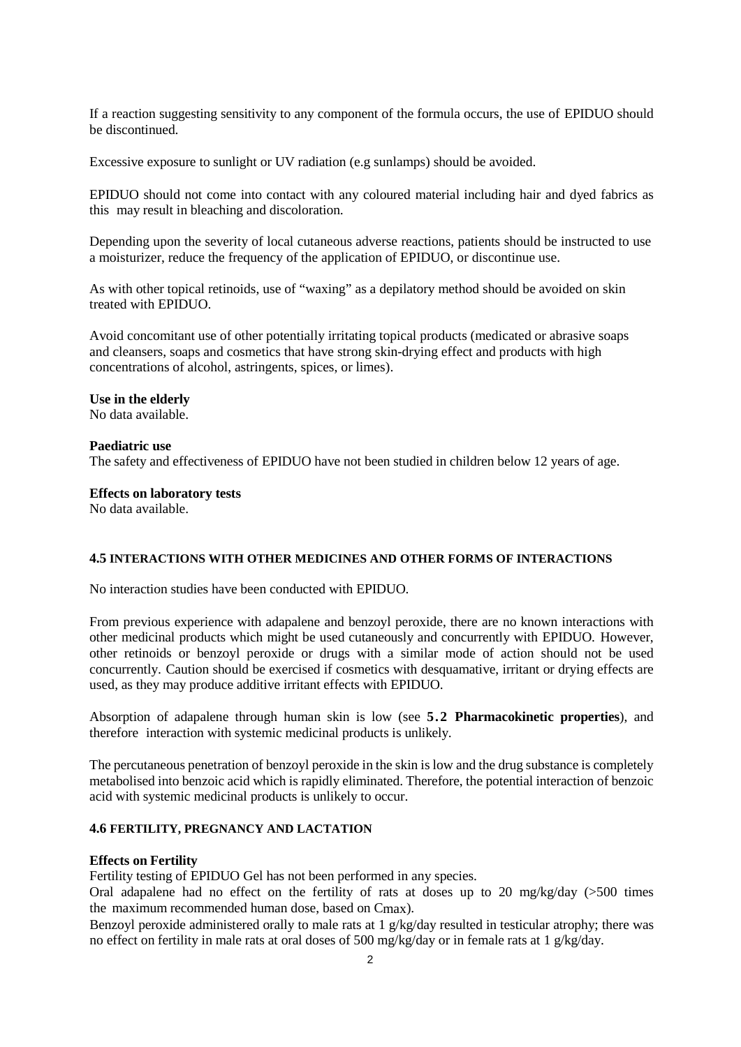If a reaction suggesting sensitivity to any component of the formula occurs, the use of EPIDUO should be discontinued.

Excessive exposure to sunlight or UV radiation (e.g sunlamps) should be avoided.

EPIDUO should not come into contact with any coloured material including hair and dyed fabrics as this may result in bleaching and discoloration.

Depending upon the severity of local cutaneous adverse reactions, patients should be instructed to use a moisturizer, reduce the frequency of the application of EPIDUO, or discontinue use.

As with other topical retinoids, use of "waxing" as a depilatory method should be avoided on skin treated with EPIDUO.

Avoid concomitant use of other potentially irritating topical products (medicated or abrasive soaps and cleansers, soaps and cosmetics that have strong skin-drying effect and products with high concentrations of alcohol, astringents, spices, or limes).

**Use in the elderly**
No data available.

**Paediatric use**
The safety and effectiveness of EPIDUO have not been studied in children below 12 years of age.

**Effects on laboratory tests**
No data available.

## 4.5 INTERACTIONS WITH OTHER MEDICINES AND OTHER FORMS OF INTERACTIONS

No interaction studies have been conducted with EPIDUO.

From previous experience with adapalene and benzoyl peroxide, there are no known interactions with other medicinal products which might be used cutaneously and concurrently with EPIDUO. However, other retinoids or benzoyl peroxide or drugs with a similar mode of action should not be used concurrently. Caution should be exercised if cosmetics with desquamative, irritant or drying effects are used, as they may produce additive irritant effects with EPIDUO.

Absorption of adapalene through human skin is low (see **5.2 Pharmacokinetic properties**), and therefore interaction with systemic medicinal products is unlikely.

The percutaneous penetration of benzoyl peroxide in the skin is low and the drug substance is completely metabolised into benzoic acid which is rapidly eliminated. Therefore, the potential interaction of benzoic acid with systemic medicinal products is unlikely to occur.

## 4.6 FERTILITY, PREGNANCY AND LACTATION

**Effects on Fertility**
Fertility testing of EPIDUO Gel has not been performed in any species.
Oral adapalene had no effect on the fertility of rats at doses up to 20 mg/kg/day (>500 times the maximum recommended human dose, based on $C_{max}$).
Benzoyl peroxide administered orally to male rats at 1 g/kg/day resulted in testicular atrophy; there was no effect on fertility in male rats at oral doses of 500 mg/kg/day or in female rats at 1 g/kg/day.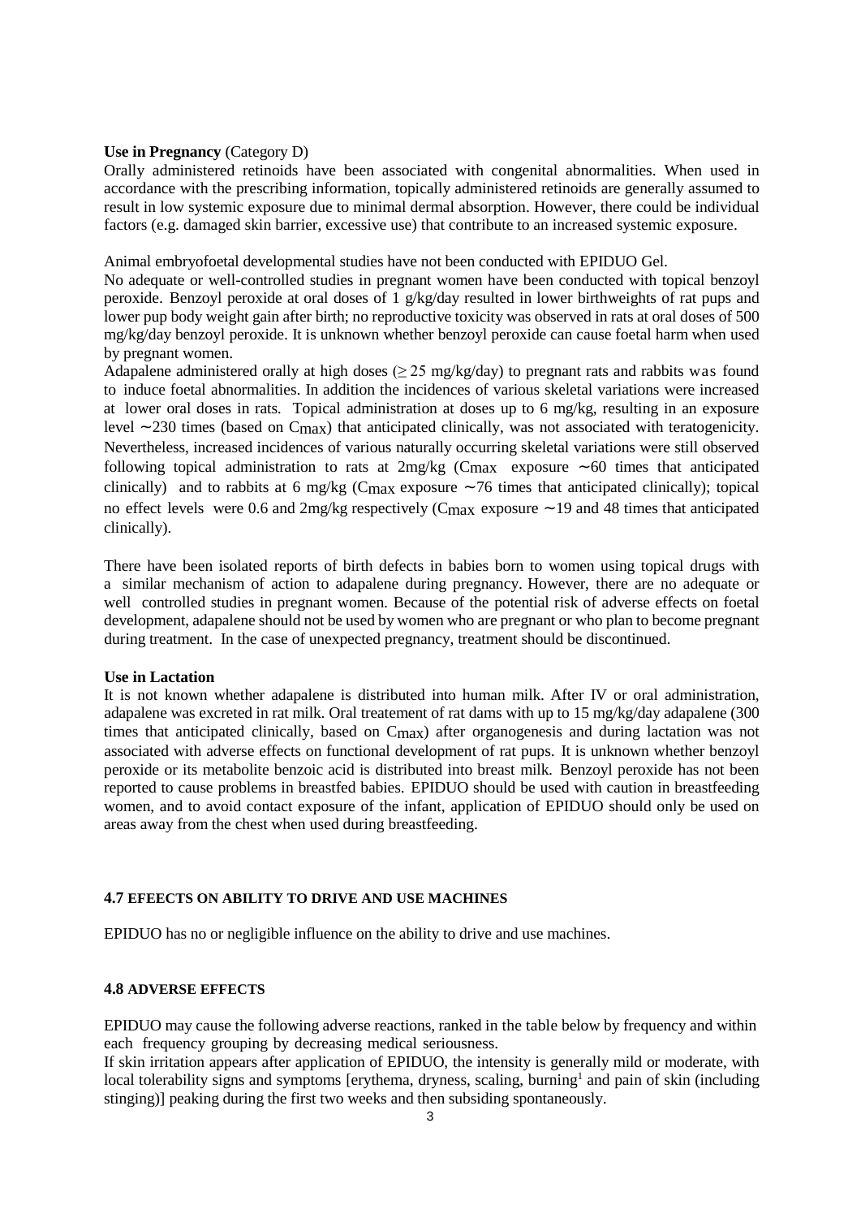**Use in Pregnancy** (Category D)

Orally administered retinoids have been associated with congenital abnormalities. When used in accordance with the prescribing information, topically administered retinoids are generally assumed to result in low systemic exposure due to minimal dermal absorption. However, there could be individual factors (e.g. damaged skin barrier, excessive use) that contribute to an increased systemic exposure.

Animal embryofoetal developmental studies have not been conducted with EPIDUO Gel.

No adequate or well-controlled studies in pregnant women have been conducted with topical benzoyl peroxide. Benzoyl peroxide at oral doses of 1 g/kg/day resulted in lower birthweights of rat pups and lower pup body weight gain after birth; no reproductive toxicity was observed in rats at oral doses of 500 mg/kg/day benzoyl peroxide. It is unknown whether benzoyl peroxide can cause foetal harm when used by pregnant women.

Adapalene administered orally at high doses ($\geq$ 25 mg/kg/day) to pregnant rats and rabbits was found to induce foetal abnormalities. In addition the incidences of various skeletal variations were increased at lower oral doses in rats. Topical administration at doses up to 6 mg/kg, resulting in an exposure level ∼230 times (based on $C_{max}$) that anticipated clinically, was not associated with teratogenicity. Nevertheless, increased incidences of various naturally occurring skeletal variations were still observed following topical administration to rats at 2mg/kg ($C_{max}$ exposure ∼60 times that anticipated clinically) and to rabbits at 6 mg/kg ($C_{max}$ exposure ∼76 times that anticipated clinically); topical no effect levels were 0.6 and 2mg/kg respectively ($C_{max}$ exposure ∼19 and 48 times that anticipated clinically).

There have been isolated reports of birth defects in babies born to women using topical drugs with a similar mechanism of action to adapalene during pregnancy. However, there are no adequate or well controlled studies in pregnant women. Because of the potential risk of adverse effects on foetal development, adapalene should not be used by women who are pregnant or who plan to become pregnant during treatment. In the case of unexpected pregnancy, treatment should be discontinued.

**Use in Lactation**

It is not known whether adapalene is distributed into human milk. After IV or oral administration, adapalene was excreted in rat milk. Oral treatement of rat dams with up to 15 mg/kg/day adapalene (300 times that anticipated clinically, based on $C_{max}$) after organogenesis and during lactation was not associated with adverse effects on functional development of rat pups. It is unknown whether benzoyl peroxide or its metabolite benzoic acid is distributed into breast milk. Benzoyl peroxide has not been reported to cause problems in breastfed babies. EPIDUO should be used with caution in breastfeeding women, and to avoid contact exposure of the infant, application of EPIDUO should only be used on areas away from the chest when used during breastfeeding.

### 4.7 EFEECTS ON ABILITY TO DRIVE AND USE MACHINES

EPIDUO has no or negligible influence on the ability to drive and use machines.

### 4.8 ADVERSE EFFECTS

EPIDUO may cause the following adverse reactions, ranked in the table below by frequency and within each frequency grouping by decreasing medical seriousness.

If skin irritation appears after application of EPIDUO, the intensity is generally mild or moderate, with local tolerability signs and symptoms [erythema, dryness, scaling, burning[1] and pain of skin (including stinging)] peaking during the first two weeks and then subsiding spontaneously.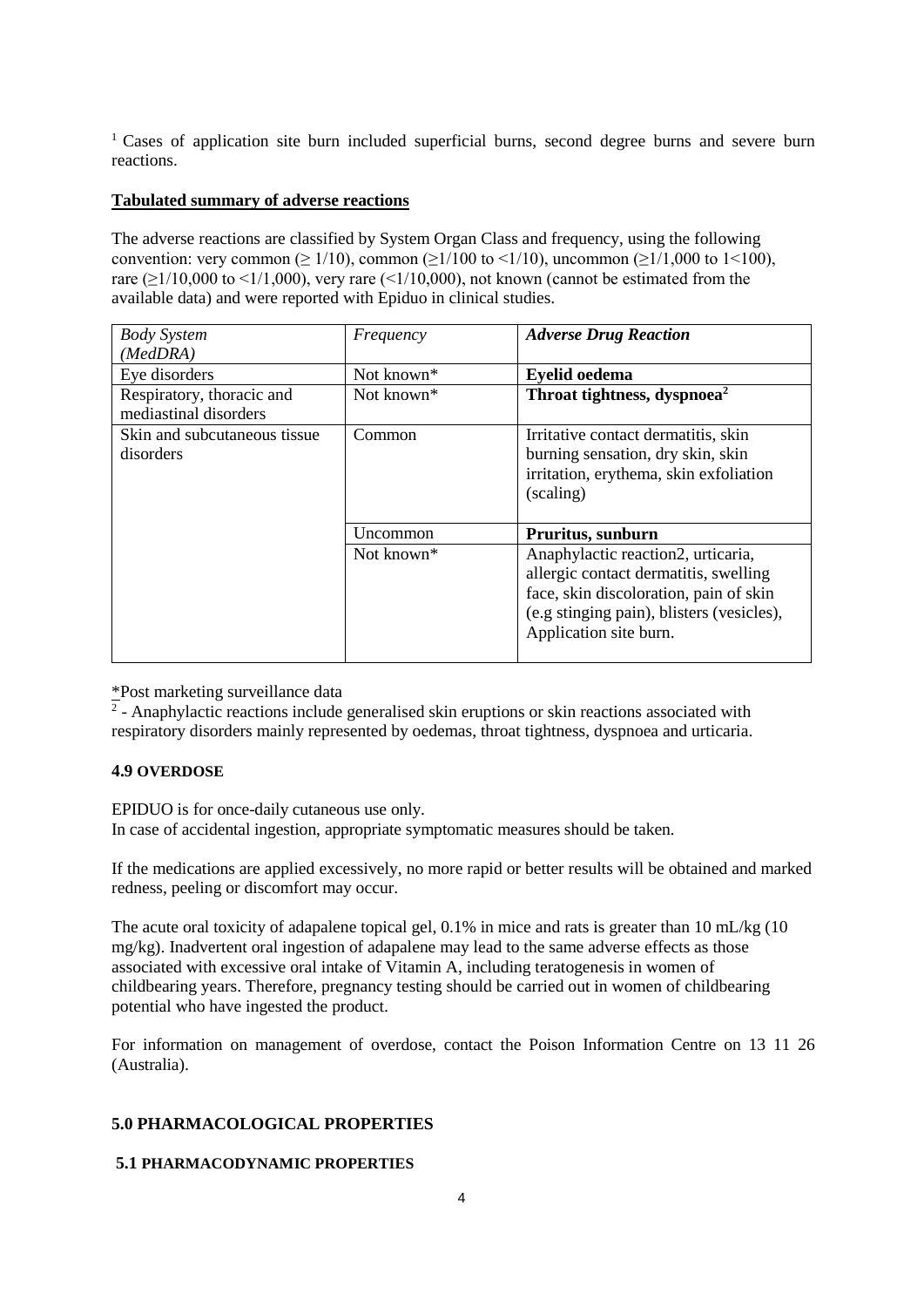[1] Cases of application site burn included superficial burns, second degree burns and severe burn reactions.

**Tabulated summary of adverse reactions**

The adverse reactions are classified by System Organ Class and frequency, using the following convention: very common ($\geq 1/10$), common ($\geq 1/100$ to $<1/10$), uncommon ($\geq 1/1,000$ to $1<100$), rare ($\geq 1/10,000$ to $<1/1,000$), very rare ($<1/10,000$), not known (cannot be estimated from the available data) and were reported with Epiduo in clinical studies.

| *Body System (MedDRA)* | *Frequency* | ***Adverse Drug Reaction*** |
|---|---|---|
| Eye disorders | Not known* | **Eyelid oedema** |
| Respiratory, thoracic and mediastinal disorders | Not known* | **Throat tightness, dyspnoea[2]** |
| Skin and subcutaneous tissue disorders | Common | Irritative contact dermatitis, skin burning sensation, dry skin, skin irritation, erythema, skin exfoliation (scaling) |
| | Uncommon | **Pruritus, sunburn** |
| | Not known* | Anaphylactic reaction2, urticaria, allergic contact dermatitis, swelling face, skin discoloration, pain of skin (e.g stinging pain), blisters (vesicles), Application site burn. |

*Post marketing surveillance data

[2] - Anaphylactic reactions include generalised skin eruptions or skin reactions associated with respiratory disorders mainly represented by oedemas, throat tightness, dyspnoea and urticaria.

### 4.9 OVERDOSE

EPIDUO is for once-daily cutaneous use only.
In case of accidental ingestion, appropriate symptomatic measures should be taken.

If the medications are applied excessively, no more rapid or better results will be obtained and marked redness, peeling or discomfort may occur.

The acute oral toxicity of adapalene topical gel, 0.1% in mice and rats is greater than 10 mL/kg (10 mg/kg). Inadvertent oral ingestion of adapalene may lead to the same adverse effects as those associated with excessive oral intake of Vitamin A, including teratogenesis in women of childbearing years. Therefore, pregnancy testing should be carried out in women of childbearing potential who have ingested the product.

For information on management of overdose, contact the Poison Information Centre on 13 11 26 (Australia).

## 5.0 PHARMACOLOGICAL PROPERTIES

### 5.1 PHARMACODYNAMIC PROPERTIES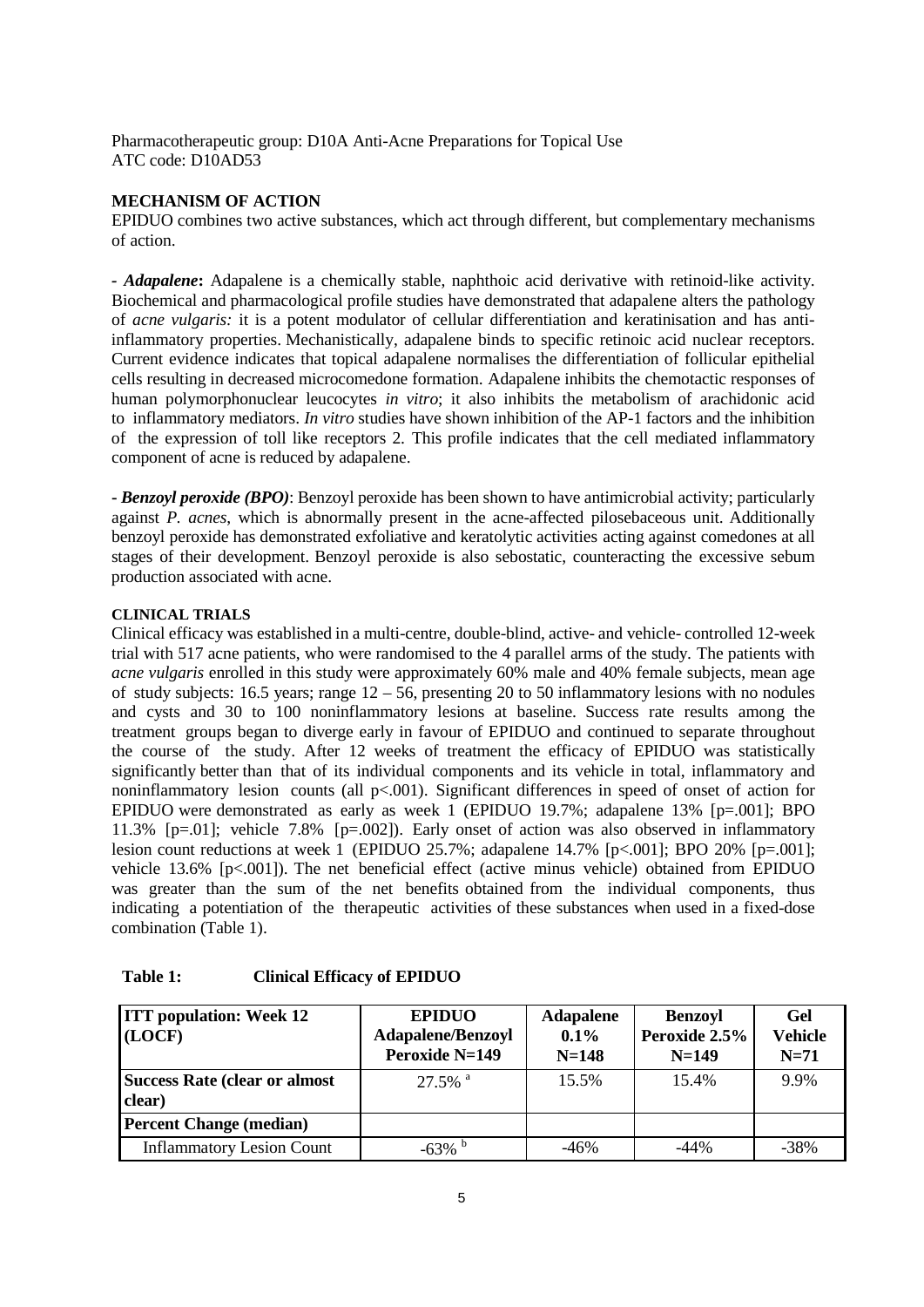Pharmacotherapeutic group: D10A Anti-Acne Preparations for Topical Use
ATC code: D10AD53

## MECHANISM OF ACTION

EPIDUO combines two active substances, which act through different, but complementary mechanisms of action.

**- *Adapalene*:** Adapalene is a chemically stable, naphthoic acid derivative with retinoid-like activity. Biochemical and pharmacological profile studies have demonstrated that adapalene alters the pathology of *acne vulgaris:* it is a potent modulator of cellular differentiation and keratinisation and has anti-inflammatory properties. Mechanistically, adapalene binds to specific retinoic acid nuclear receptors. Current evidence indicates that topical adapalene normalises the differentiation of follicular epithelial cells resulting in decreased microcomedone formation. Adapalene inhibits the chemotactic responses of human polymorphonuclear leucocytes *in vitro*; it also inhibits the metabolism of arachidonic acid to inflammatory mediators. *In vitro* studies have shown inhibition of the AP-1 factors and the inhibition of the expression of toll like receptors 2. This profile indicates that the cell mediated inflammatory component of acne is reduced by adapalene.

**- *Benzoyl peroxide (BPO)*:** Benzoyl peroxide has been shown to have antimicrobial activity; particularly against *P. acnes*, which is abnormally present in the acne-affected pilosebaceous unit. Additionally benzoyl peroxide has demonstrated exfoliative and keratolytic activities acting against comedones at all stages of their development. Benzoyl peroxide is also sebostatic, counteracting the excessive sebum production associated with acne.

### CLINICAL TRIALS

Clinical efficacy was established in a multi-centre, double-blind, active- and vehicle- controlled 12-week trial with 517 acne patients, who were randomised to the 4 parallel arms of the study. The patients with *acne vulgaris* enrolled in this study were approximately 60% male and 40% female subjects, mean age of study subjects: 16.5 years; range 12 – 56, presenting 20 to 50 inflammatory lesions with no nodules and cysts and 30 to 100 noninflammatory lesions at baseline. Success rate results among the treatment groups began to diverge early in favour of EPIDUO and continued to separate throughout the course of the study. After 12 weeks of treatment the efficacy of EPIDUO was statistically significantly better than that of its individual components and its vehicle in total, inflammatory and noninflammatory lesion counts (all p<.001). Significant differences in speed of onset of action for EPIDUO were demonstrated as early as week 1 (EPIDUO 19.7%; adapalene 13% [p=.001]; BPO 11.3% [p=.01]; vehicle 7.8% [p=.002]). Early onset of action was also observed in inflammatory lesion count reductions at week 1 (EPIDUO 25.7%; adapalene 14.7% [p<.001]; BPO 20% [p=.001]; vehicle 13.6% [p<.001]). The net beneficial effect (active minus vehicle) obtained from EPIDUO was greater than the sum of the net benefits obtained from the individual components, thus indicating a potentiation of the therapeutic activities of these substances when used in a fixed-dose combination (Table 1).

**Table 1: Clinical Efficacy of EPIDUO**

| ITT population: Week 12 (LOCF) | EPIDUO Adapalene/Benzoyl Peroxide N=149 | Adapalene 0.1% N=148 | Benzoyl Peroxide 2.5% N=149 | Gel Vehicle N=71 |
|---|---|---|---|---|
| **Success Rate (clear or almost clear)** | 27.5% [a] | 15.5% | 15.4% | 9.9% |
| **Percent Change (median)** | | | | |
| Inflammatory Lesion Count | -63% [b] | -46% | -44% | -38% |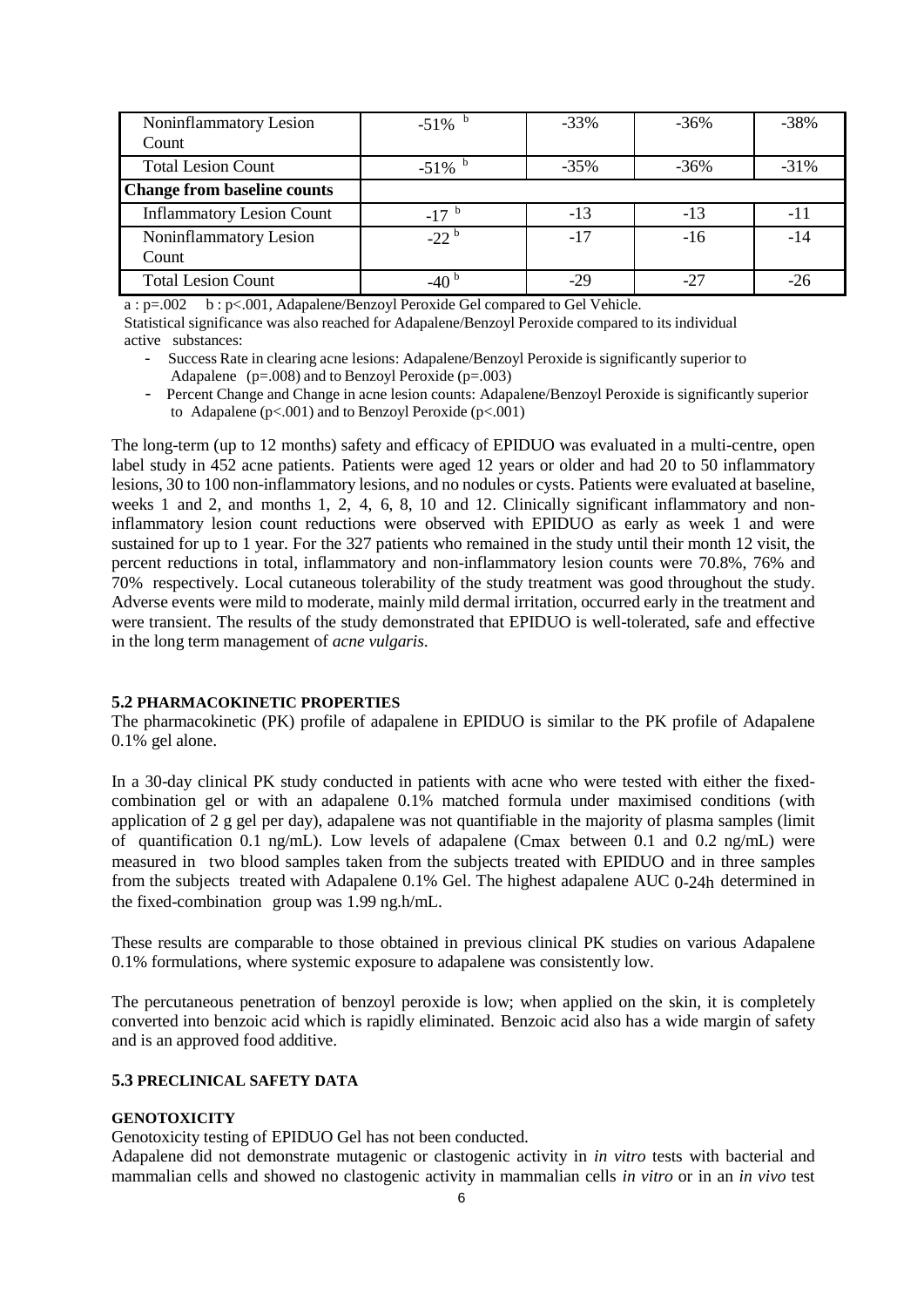| | | | | |
|---|---|---|---|---|
| Noninflammatory Lesion Count | -51% [b] | -33% | -36% | -38% |
| Total Lesion Count | -51% [b] | -35% | -36% | -31% |
| **Change from baseline counts** | | | | |
| Inflammatory Lesion Count | -17 [b] | -13 | -13 | -11 |
| Noninflammatory Lesion Count | -22 [b] | -17 | -16 | -14 |
| Total Lesion Count | -40 [b] | -29 | -27 | -26 |

a : p=.002 b : p<.001, Adapalene/Benzoyl Peroxide Gel compared to Gel Vehicle.

Statistical significance was also reached for Adapalene/Benzoyl Peroxide compared to its individual active substances:

- Success Rate in clearing acne lesions: Adapalene/Benzoyl Peroxide is significantly superior to Adapalene (p=.008) and to Benzoyl Peroxide (p=.003)
- Percent Change and Change in acne lesion counts: Adapalene/Benzoyl Peroxide is significantly superior to Adapalene (p<.001) and to Benzoyl Peroxide (p<.001)

The long-term (up to 12 months) safety and efficacy of EPIDUO was evaluated in a multi-centre, open label study in 452 acne patients. Patients were aged 12 years or older and had 20 to 50 inflammatory lesions, 30 to 100 non-inflammatory lesions, and no nodules or cysts. Patients were evaluated at baseline, weeks 1 and 2, and months 1, 2, 4, 6, 8, 10 and 12. Clinically significant inflammatory and non-inflammatory lesion count reductions were observed with EPIDUO as early as week 1 and were sustained for up to 1 year. For the 327 patients who remained in the study until their month 12 visit, the percent reductions in total, inflammatory and non-inflammatory lesion counts were 70.8%, 76% and 70% respectively. Local cutaneous tolerability of the study treatment was good throughout the study. Adverse events were mild to moderate, mainly mild dermal irritation, occurred early in the treatment and were transient. The results of the study demonstrated that EPIDUO is well-tolerated, safe and effective in the long term management of *acne vulgaris*.

#### 5.2 PHARMACOKINETIC PROPERTIES

The pharmacokinetic (PK) profile of adapalene in EPIDUO is similar to the PK profile of Adapalene 0.1% gel alone.

In a 30-day clinical PK study conducted in patients with acne who were tested with either the fixed-combination gel or with an adapalene 0.1% matched formula under maximised conditions (with application of 2 g gel per day), adapalene was not quantifiable in the majority of plasma samples (limit of quantification 0.1 ng/mL). Low levels of adapalene ($C_{max}$ between 0.1 and 0.2 ng/mL) were measured in two blood samples taken from the subjects treated with EPIDUO and in three samples from the subjects treated with Adapalene 0.1% Gel. The highest adapalene $AUC_{0\text{-}24h}$ determined in the fixed-combination group was 1.99 ng.h/mL.

These results are comparable to those obtained in previous clinical PK studies on various Adapalene 0.1% formulations, where systemic exposure to adapalene was consistently low.

The percutaneous penetration of benzoyl peroxide is low; when applied on the skin, it is completely converted into benzoic acid which is rapidly eliminated. Benzoic acid also has a wide margin of safety and is an approved food additive.

#### 5.3 PRECLINICAL SAFETY DATA

**GENOTOXICITY**

Genotoxicity testing of EPIDUO Gel has not been conducted.

Adapalene did not demonstrate mutagenic or clastogenic activity in *in vitro* tests with bacterial and mammalian cells and showed no clastogenic activity in mammalian cells *in vitro* or in an *in vivo* test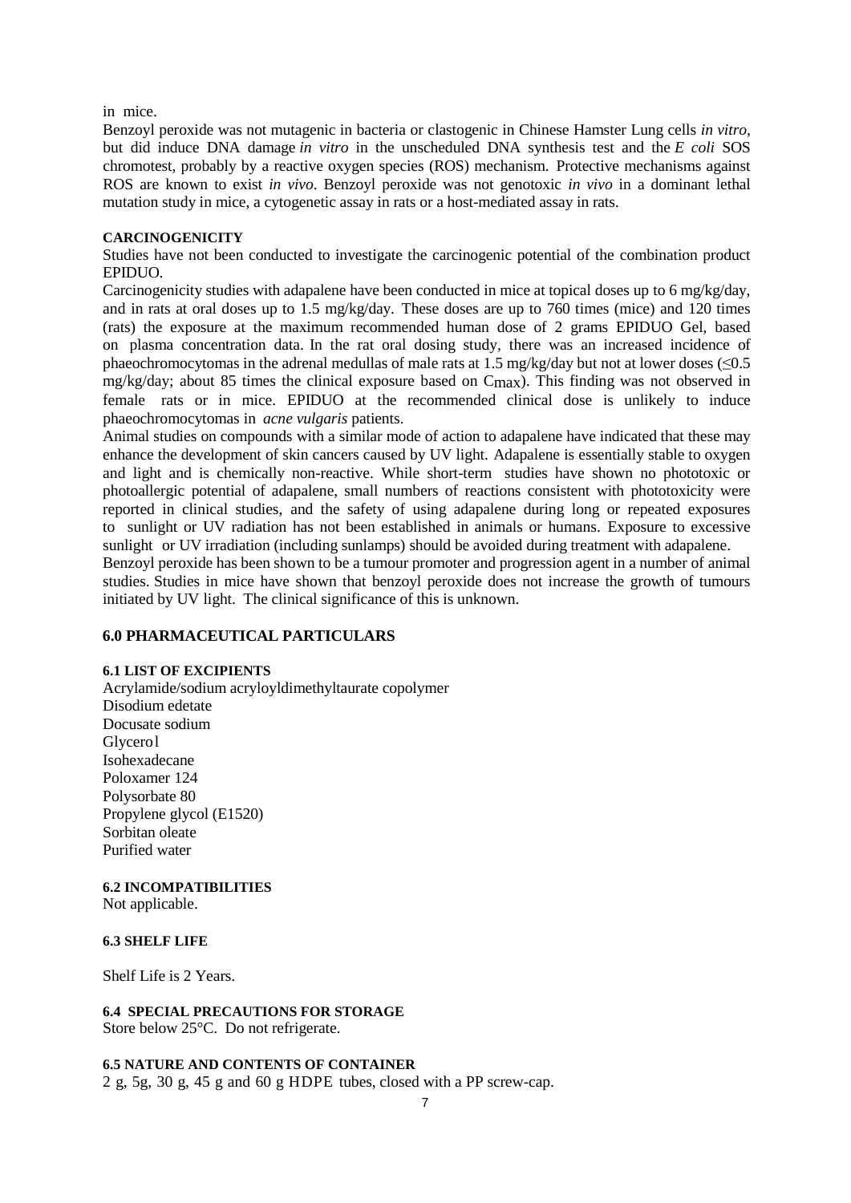in mice.

Benzoyl peroxide was not mutagenic in bacteria or clastogenic in Chinese Hamster Lung cells *in vitro*, but did induce DNA damage *in vitro* in the unscheduled DNA synthesis test and the *E coli* SOS chromotest, probably by a reactive oxygen species (ROS) mechanism. Protective mechanisms against ROS are known to exist *in vivo*. Benzoyl peroxide was not genotoxic *in vivo* in a dominant lethal mutation study in mice, a cytogenetic assay in rats or a host-mediated assay in rats.

#### CARCINOGENICITY

Studies have not been conducted to investigate the carcinogenic potential of the combination product EPIDUO.

Carcinogenicity studies with adapalene have been conducted in mice at topical doses up to 6 mg/kg/day, and in rats at oral doses up to 1.5 mg/kg/day. These doses are up to 760 times (mice) and 120 times (rats) the exposure at the maximum recommended human dose of 2 grams EPIDUO Gel, based on plasma concentration data. In the rat oral dosing study, there was an increased incidence of phaeochromocytomas in the adrenal medullas of male rats at 1.5 mg/kg/day but not at lower doses ($\leq$0.5 mg/kg/day; about 85 times the clinical exposure based on $C_{max}$). This finding was not observed in female rats or in mice. EPIDUO at the recommended clinical dose is unlikely to induce phaeochromocytomas in *acne vulgaris* patients.

Animal studies on compounds with a similar mode of action to adapalene have indicated that these may enhance the development of skin cancers caused by UV light. Adapalene is essentially stable to oxygen and light and is chemically non-reactive. While short-term studies have shown no phototoxic or photoallergic potential of adapalene, small numbers of reactions consistent with phototoxicity were reported in clinical studies, and the safety of using adapalene during long or repeated exposures to sunlight or UV radiation has not been established in animals or humans. Exposure to excessive sunlight or UV irradiation (including sunlamps) should be avoided during treatment with adapalene.

Benzoyl peroxide has been shown to be a tumour promoter and progression agent in a number of animal studies. Studies in mice have shown that benzoyl peroxide does not increase the growth of tumours initiated by UV light. The clinical significance of this is unknown.

## 6.0 PHARMACEUTICAL PARTICULARS

### 6.1 LIST OF EXCIPIENTS

Acrylamide/sodium acryloyldimethyltaurate copolymer  
Disodium edetate  
Docusate sodium  
Glycerol  
Isohexadecane  
Poloxamer 124  
Polysorbate 80  
Propylene glycol (E1520)  
Sorbitan oleate  
Purified water

### 6.2 INCOMPATIBILITIES

Not applicable.

### 6.3 SHELF LIFE

Shelf Life is 2 Years.

### 6.4 SPECIAL PRECAUTIONS FOR STORAGE

Store below 25°C. Do not refrigerate.

### 6.5 NATURE AND CONTENTS OF CONTAINER

2 g, 5g, 30 g, 45 g and 60 g HDPE tubes, closed with a PP screw-cap.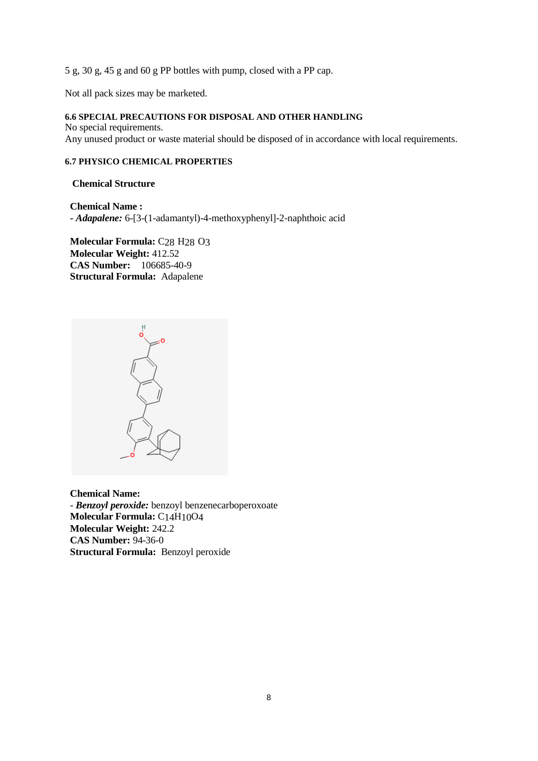5 g, 30 g, 45 g and 60 g PP bottles with pump, closed with a PP cap.

Not all pack sizes may be marketed.

### 6.6 SPECIAL PRECAUTIONS FOR DISPOSAL AND OTHER HANDLING

No special requirements.
Any unused product or waste material should be disposed of in accordance with local requirements.

### 6.7 PHYSICO CHEMICAL PROPERTIES

**Chemical Structure**

**Chemical Name :**
- ***Adapalene:*** 6-[3-(1-adamantyl)-4-methoxyphenyl]-2-naphthoic acid

**Molecular Formula:** $C_{28}H_{28}O_3$
**Molecular Weight:** 412.52
**CAS Number:** 106685-40-9
**Structural Formula:** Adapalene

**Chemical Name:**
- ***Benzoyl peroxide:*** benzoyl benzenecarboperoxoate

**Molecular Formula:** $C_{14}H_{10}O_4$
**Molecular Weight:** 242.2
**CAS Number:** 94-36-0
**Structural Formula:** Benzoyl peroxide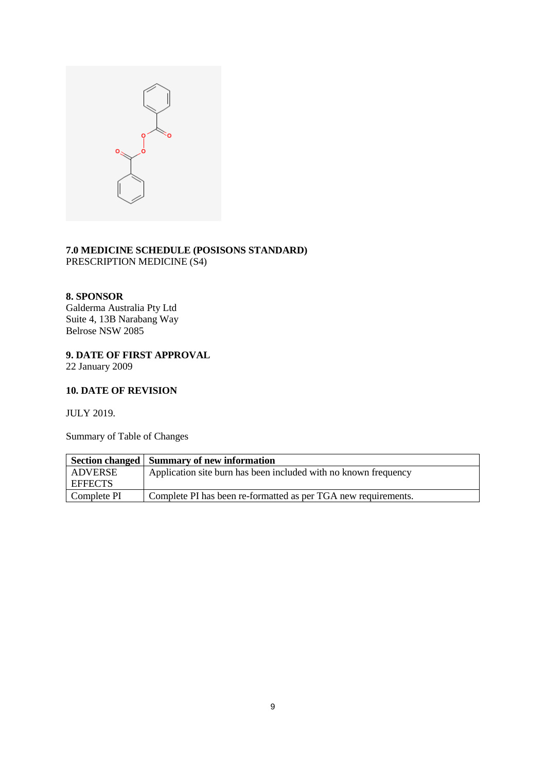## 7.0 MEDICINE SCHEDULE (POSISONS STANDARD)

PRESCRIPTION MEDICINE (S4)

## 8. SPONSOR

Galderma Australia Pty Ltd
Suite 4, 13B Narabang Way
Belrose NSW 2085

## 9. DATE OF FIRST APPROVAL

22 January 2009

## 10. DATE OF REVISION

JULY 2019.

Summary of Table of Changes

| Section changed | Summary of new information |
|---|---|
| ADVERSE EFFECTS | Application site burn has been included with no known frequency |
| Complete PI | Complete PI has been re-formatted as per TGA new requirements. |